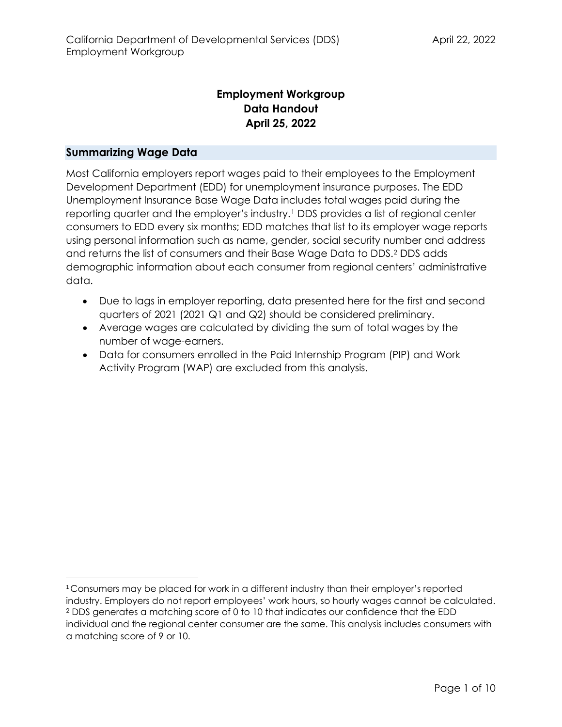# Employment Workgroup
# Data Handout
# April 25, 2022

## Summarizing Wage Data

Most California employers report wages paid to their employees to the Employment Development Department (EDD) for unemployment insurance purposes. The EDD Unemployment Insurance Base Wage Data includes total wages paid during the reporting quarter and the employer's industry.[1] DDS provides a list of regional center consumers to EDD every six months; EDD matches that list to its employer wage reports using personal information such as name, gender, social security number and address and returns the list of consumers and their Base Wage Data to DDS.[2] DDS adds demographic information about each consumer from regional centers' administrative data.

- Due to lags in employer reporting, data presented here for the first and second quarters of 2021 (2021 Q1 and Q2) should be considered preliminary.
- Average wages are calculated by dividing the sum of total wages by the number of wage-earners.
- Data for consumers enrolled in the Paid Internship Program (PIP) and Work Activity Program (WAP) are excluded from this analysis.

[1] Consumers may be placed for work in a different industry than their employer's reported industry. Employers do not report employees' work hours, so hourly wages cannot be calculated.

[2] DDS generates a matching score of 0 to 10 that indicates our confidence that the EDD individual and the regional center consumer are the same. This analysis includes consumers with a matching score of 9 or 10.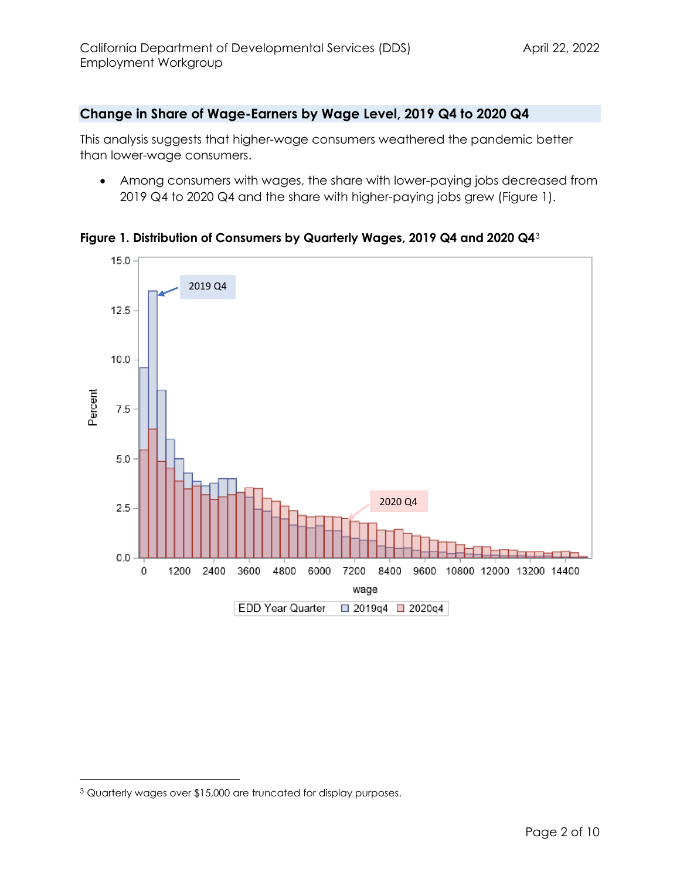## Change in Share of Wage-Earners by Wage Level, 2019 Q4 to 2020 Q4

This analysis suggests that higher-wage consumers weathered the pandemic better than lower-wage consumers.

- Among consumers with wages, the share with lower-paying jobs decreased from 2019 Q4 to 2020 Q4 and the share with higher-paying jobs grew (Figure 1).

**Figure 1. Distribution of Consumers by Quarterly Wages, 2019 Q4 and 2020 Q4**[3]

2019 Q4

2020 Q4

15.0
12.5
10.0
7.5
5.0
2.5
0.0

Percent

0 1200 2400 3600 4800 6000 7200 8400 9600 10800 12000 13200 14400

wage

EDD Year Quarter 2019q4 2020q4

---

[3] Quarterly wages over $15,000 are truncated for display purposes.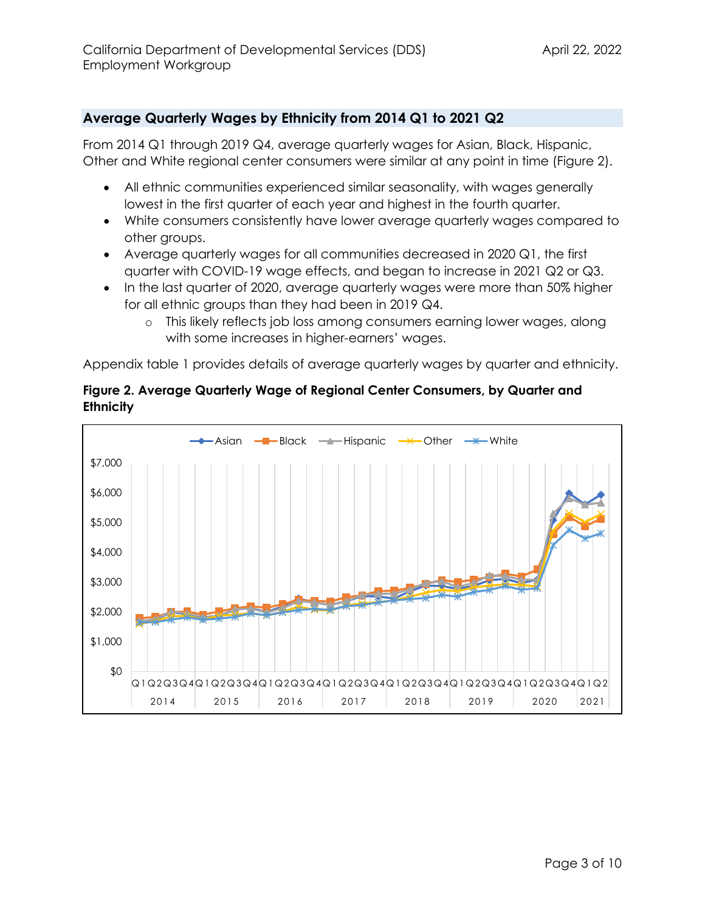## Average Quarterly Wages by Ethnicity from 2014 Q1 to 2021 Q2

From 2014 Q1 through 2019 Q4, average quarterly wages for Asian, Black, Hispanic, Other and White regional center consumers were similar at any point in time (Figure 2).

- All ethnic communities experienced similar seasonality, with wages generally lowest in the first quarter of each year and highest in the fourth quarter.
- White consumers consistently have lower average quarterly wages compared to other groups.
- Average quarterly wages for all communities decreased in 2020 Q1, the first quarter with COVID-19 wage effects, and began to increase in 2021 Q2 or Q3.
- In the last quarter of 2020, average quarterly wages were more than 50% higher for all ethnic groups than they had been in 2019 Q4.
    - This likely reflects job loss among consumers earning lower wages, along with some increases in higher-earners' wages.

Appendix table 1 provides details of average quarterly wages by quarter and ethnicity.

**Figure 2. Average Quarterly Wage of Regional Center Consumers, by Quarter and Ethnicity**

Asian
Black
Hispanic
Other
White

$7,000
$6,000
$5,000
$4,000
$3,000
$2,000
$1,000
$0

Q1 Q2 Q3 Q4 Q1 Q2 Q3 Q4 Q1 Q2 Q3 Q4 Q1 Q2 Q3 Q4 Q1 Q2 Q3 Q4 Q1 Q2 Q3 Q4 Q1 Q2 Q3 Q4 Q1 Q2

2014 2015 2016 2017 2018 2019 2020 2021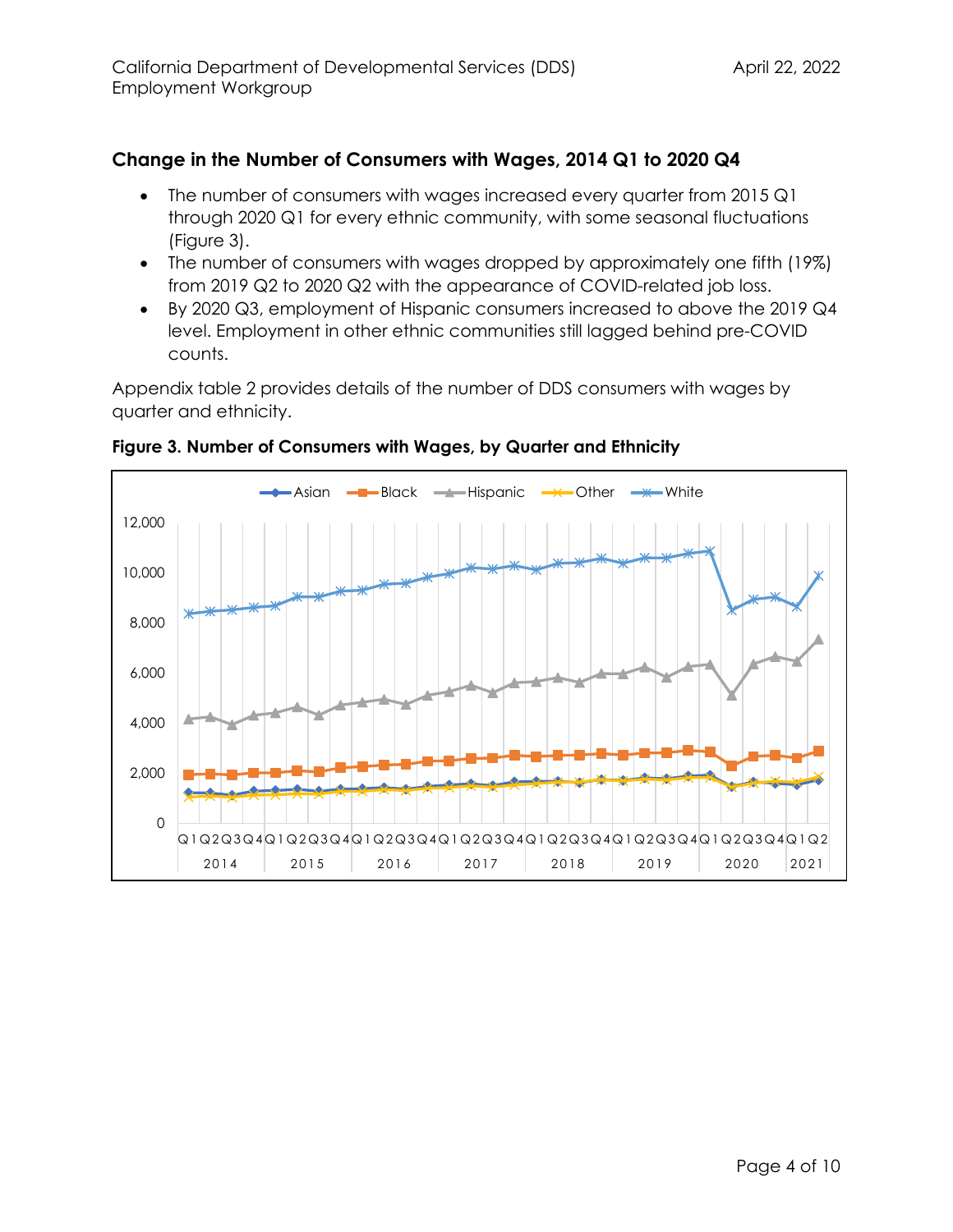## Change in the Number of Consumers with Wages, 2014 Q1 to 2020 Q4

- The number of consumers with wages increased every quarter from 2015 Q1 through 2020 Q1 for every ethnic community, with some seasonal fluctuations (Figure 3).
- The number of consumers with wages dropped by approximately one fifth (19%) from 2019 Q2 to 2020 Q2 with the appearance of COVID-related job loss.
- By 2020 Q3, employment of Hispanic consumers increased to above the 2019 Q4 level. Employment in other ethnic communities still lagged behind pre-COVID counts.

Appendix table 2 provides details of the number of DDS consumers with wages by quarter and ethnicity.

**Figure 3. Number of Consumers with Wages, by Quarter and Ethnicity**

Asian
Black
Hispanic
Other
White

12,000
10,000
8,000
6,000
4,000
2,000
0

Q1 Q2 Q3 Q4 Q1 Q2 Q3 Q4 Q1 Q2 Q3 Q4 Q1 Q2 Q3 Q4 Q1 Q2 Q3 Q4 Q1 Q2 Q3 Q4 Q1 Q2 Q3 Q4 Q1 Q2

2014 2015 2016 2017 2018 2019 2020 2021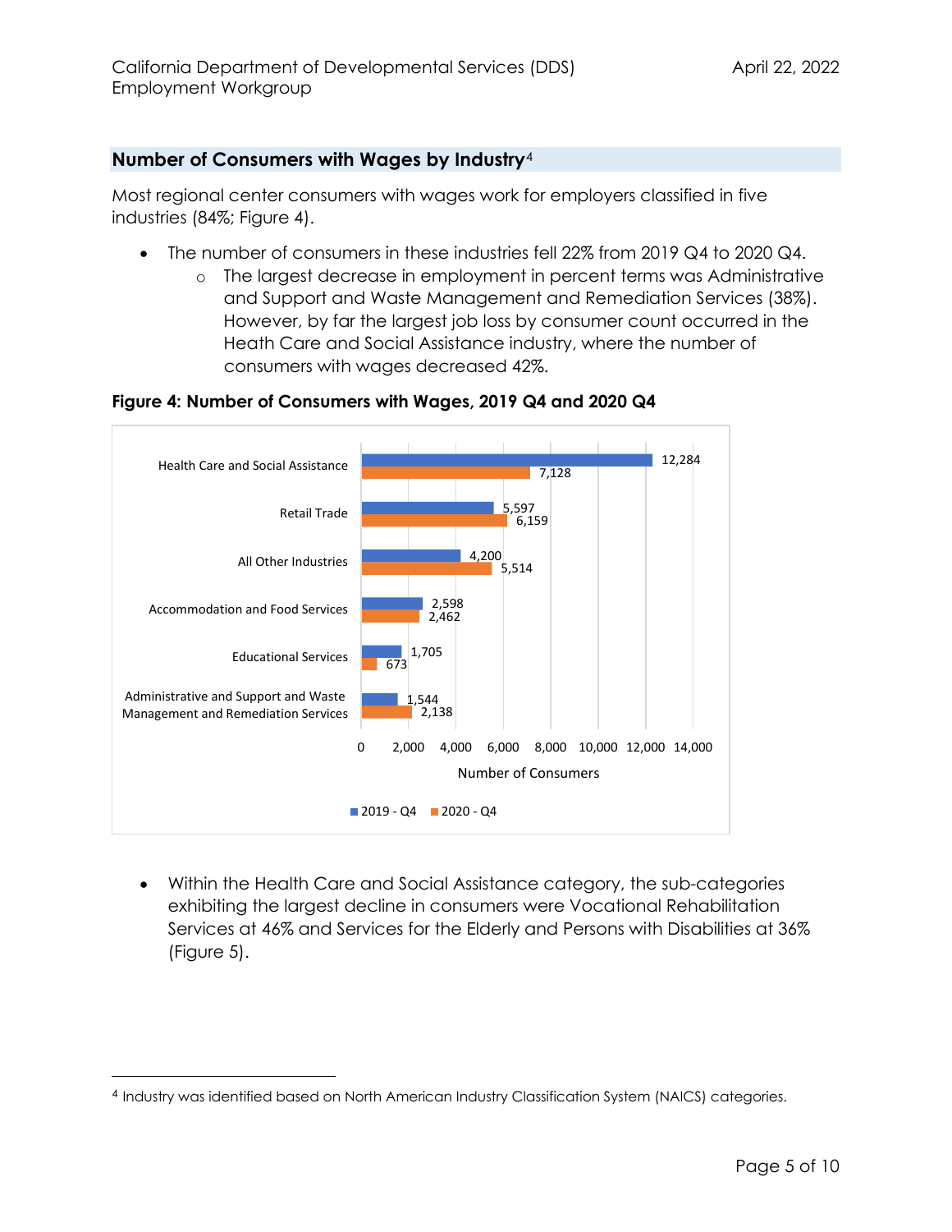## Number of Consumers with Wages by Industry[4]

Most regional center consumers with wages work for employers classified in five industries (84%; Figure 4).

- The number of consumers in these industries fell 22% from 2019 Q4 to 2020 Q4.
    - The largest decrease in employment in percent terms was Administrative and Support and Waste Management and Remediation Services (38%). However, by far the largest job loss by consumer count occurred in the Heath Care and Social Assistance industry, where the number of consumers with wages decreased 42%.

**Figure 4: Number of Consumers with Wages, 2019 Q4 and 2020 Q4**

Health Care and Social Assistance 12,284 7,128
Retail Trade 5,597 6,159
All Other Industries 4,200 5,514
Accommodation and Food Services 2,598 2,462
Educational Services 1,705 673
Administrative and Support and Waste Management and Remediation Services 1,544 2,138

0 2,000 4,000 6,000 8,000 10,000 12,000 14,000
Number of Consumers

2019 - Q4 2020 - Q4

- Within the Health Care and Social Assistance category, the sub-categories exhibiting the largest decline in consumers were Vocational Rehabilitation Services at 46% and Services for the Elderly and Persons with Disabilities at 36% (Figure 5).

---

[4] Industry was identified based on North American Industry Classification System (NAICS) categories.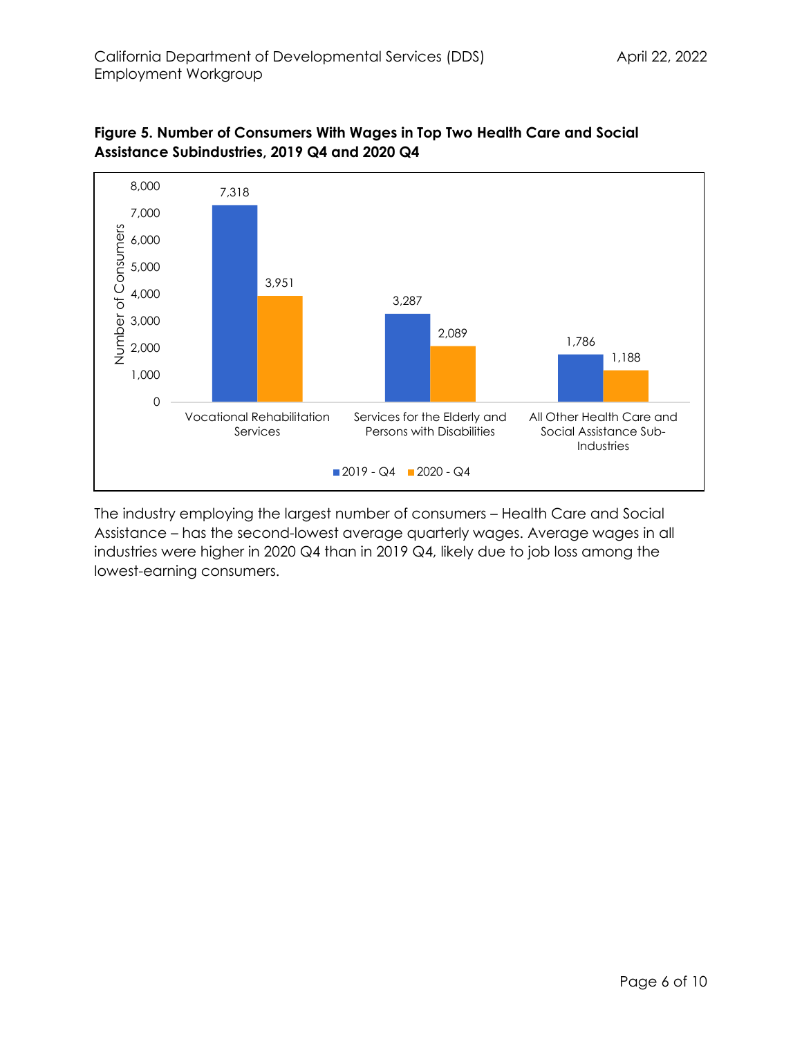**Figure 5. Number of Consumers With Wages in Top Two Health Care and Social Assistance Subindustries, 2019 Q4 and 2020 Q4**

Number of Consumers

8,000
7,000
6,000
5,000
4,000
3,000
2,000
1,000
0

7,318
3,951
3,287
2,089
1,786
1,188

Vocational Rehabilitation Services

Services for the Elderly and Persons with Disabilities

All Other Health Care and Social Assistance Sub-Industries

2019 - Q4
2020 - Q4

The industry employing the largest number of consumers – Health Care and Social Assistance – has the second-lowest average quarterly wages. Average wages in all industries were higher in 2020 Q4 than in 2019 Q4, likely due to job loss among the lowest-earning consumers.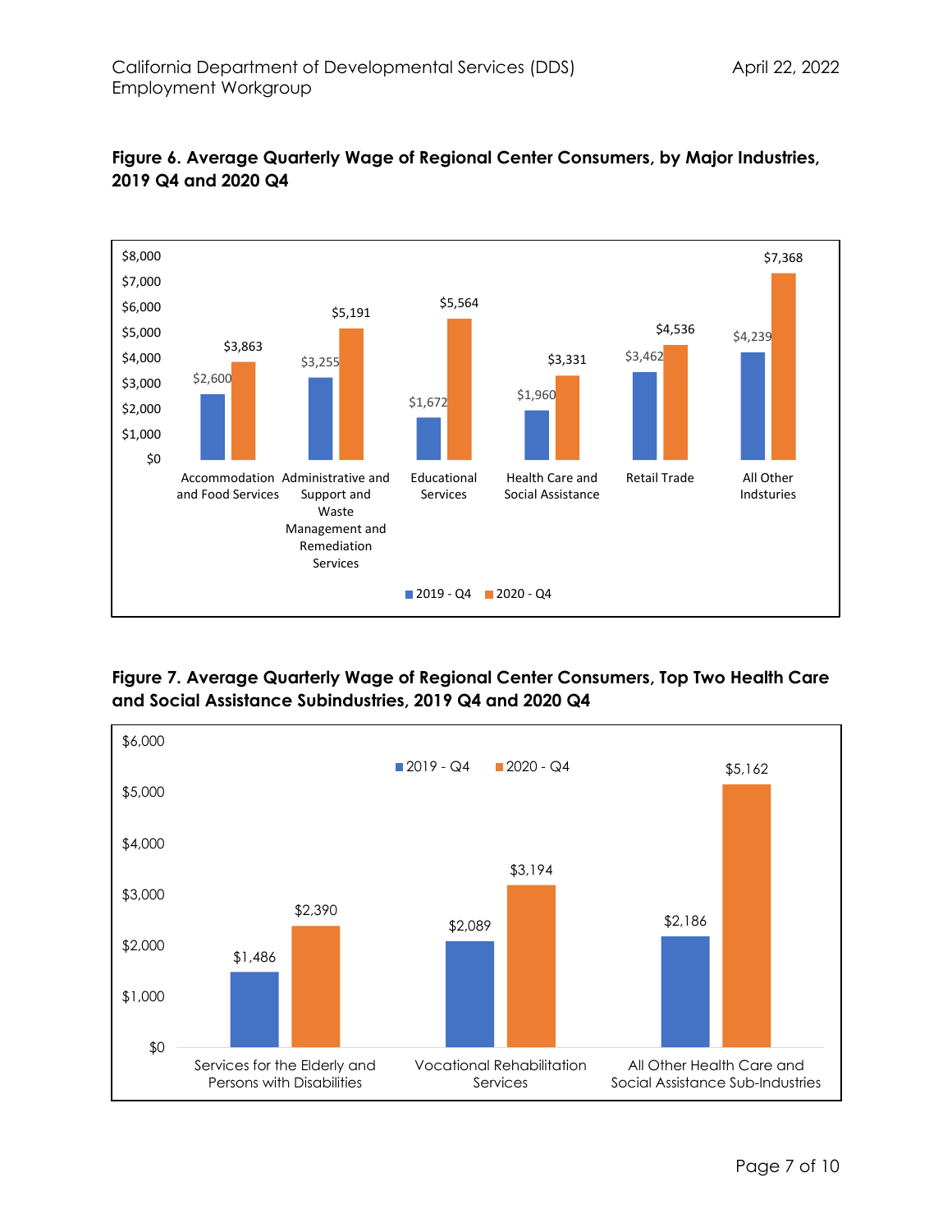**Figure 6. Average Quarterly Wage of Regional Center Consumers, by Major Industries, 2019 Q4 and 2020 Q4**

$8,000
$7,000
$6,000
$5,000
$4,000
$3,000
$2,000
$1,000
$0

Accommodation and Food Services: $2,600, $3,863
Administrative and Support and Waste Management and Remediation Services: $3,255, $5,191
Educational Services: $1,672, $5,564
Health Care and Social Assistance: $1,960, $3,331
Retail Trade: $3,462, $4,536
All Other Indsturies: $4,239, $7,368

2019 - Q4
2020 - Q4

**Figure 7. Average Quarterly Wage of Regional Center Consumers, Top Two Health Care and Social Assistance Subindustries, 2019 Q4 and 2020 Q4**

$6,000
$5,000
$4,000
$3,000
$2,000
$1,000
$0

2019 - Q4
2020 - Q4

Services for the Elderly and Persons with Disabilities: $1,486, $2,390
Vocational Rehabilitation Services: $2,089, $3,194
All Other Health Care and Social Assistance Sub-Industries: $2,186, $5,162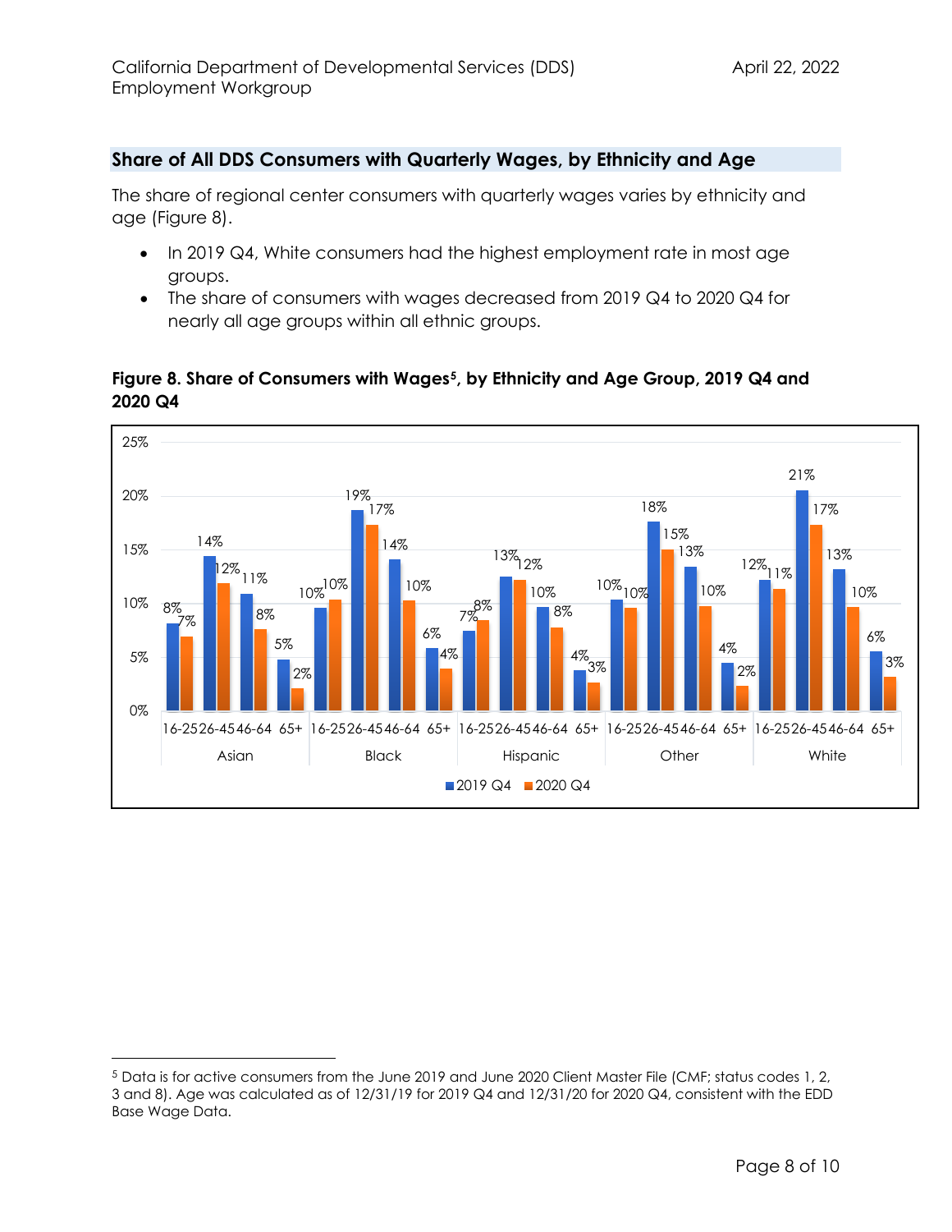## Share of All DDS Consumers with Quarterly Wages, by Ethnicity and Age

The share of regional center consumers with quarterly wages varies by ethnicity and age (Figure 8).

- In 2019 Q4, White consumers had the highest employment rate in most age groups.
- The share of consumers with wages decreased from 2019 Q4 to 2020 Q4 for nearly all age groups within all ethnic groups.

**Figure 8. Share of Consumers with Wages[5], by Ethnicity and Age Group, 2019 Q4 and 2020 Q4**

25%
20%
15%
10%
5%
0%

Asian: 16-25 8% 7%; 26-45 14% 12%; 46-64 11% 8%; 65+ 5% 2%
Black: 16-25 10% 10%; 26-45 19% 17%; 46-64 14% 10%; 65+ 6% 4%
Hispanic: 16-25 7% 8%; 26-45 13% 12%; 46-64 10% 8%; 65+ 4% 3%
Other: 16-25 10% 10%; 26-45 18% 15%; 46-64 13% 10%; 65+ 4% 2%
White: 16-25 12% 11%; 26-45 21% 17%; 46-64 13% 10%; 65+ 6% 3%

2019 Q4 2020 Q4

[5] Data is for active consumers from the June 2019 and June 2020 Client Master File (CMF; status codes 1, 2, 3 and 8). Age was calculated as of 12/31/19 for 2019 Q4 and 12/31/20 for 2020 Q4, consistent with the EDD Base Wage Data.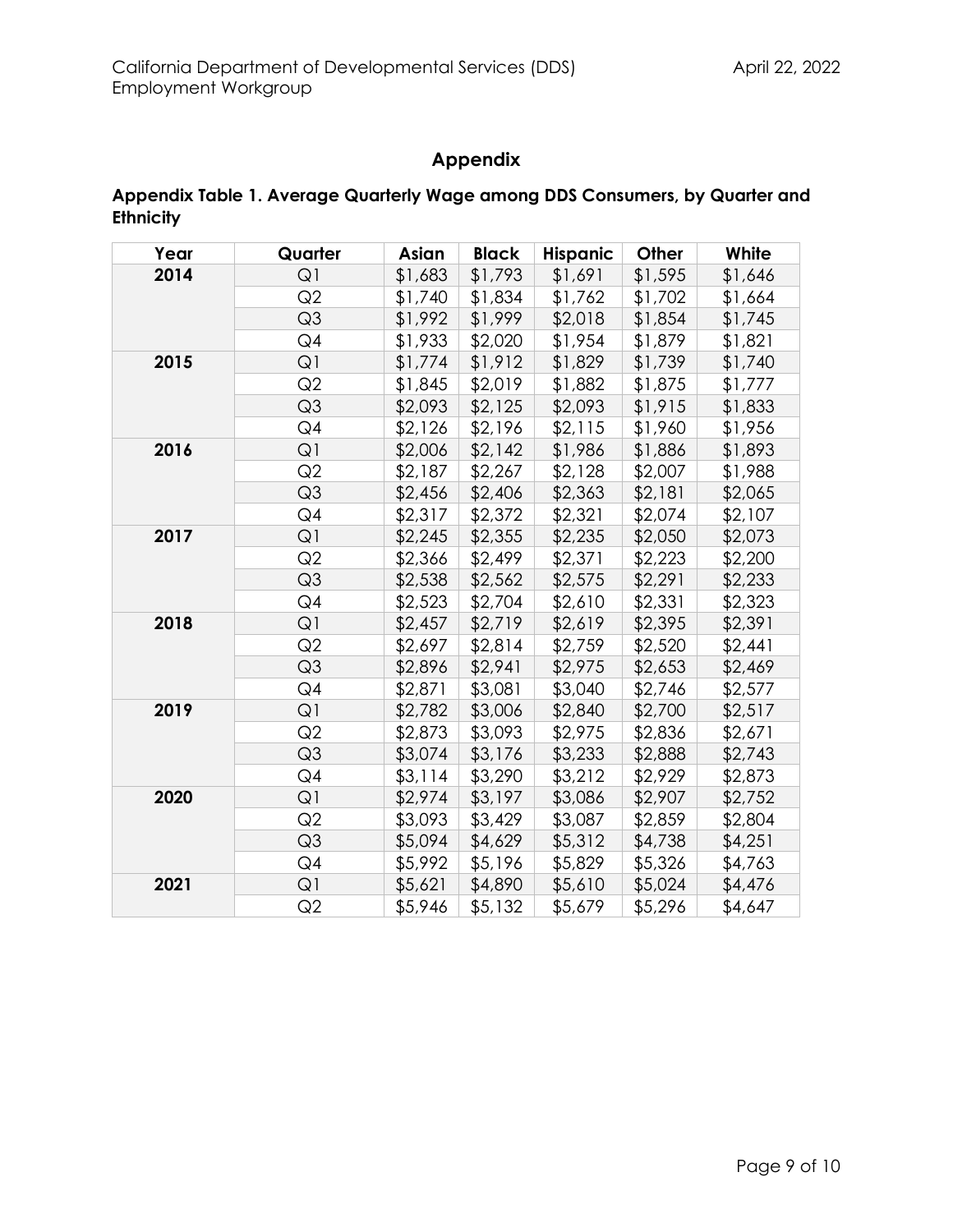# Appendix

**Appendix Table 1. Average Quarterly Wage among DDS Consumers, by Quarter and Ethnicity**

| Year | Quarter | Asian | Black | Hispanic | Other | White |
|---|---|---|---|---|---|---|
| **2014** | Q1 | $1,683 | $1,793 | $1,691 | $1,595 | $1,646 |
| | Q2 | $1,740 | $1,834 | $1,762 | $1,702 | $1,664 |
| | Q3 | $1,992 | $1,999 | $2,018 | $1,854 | $1,745 |
| | Q4 | $1,933 | $2,020 | $1,954 | $1,879 | $1,821 |
| **2015** | Q1 | $1,774 | $1,912 | $1,829 | $1,739 | $1,740 |
| | Q2 | $1,845 | $2,019 | $1,882 | $1,875 | $1,777 |
| | Q3 | $2,093 | $2,125 | $2,093 | $1,915 | $1,833 |
| | Q4 | $2,126 | $2,196 | $2,115 | $1,960 | $1,956 |
| **2016** | Q1 | $2,006 | $2,142 | $1,986 | $1,886 | $1,893 |
| | Q2 | $2,187 | $2,267 | $2,128 | $2,007 | $1,988 |
| | Q3 | $2,456 | $2,406 | $2,363 | $2,181 | $2,065 |
| | Q4 | $2,317 | $2,372 | $2,321 | $2,074 | $2,107 |
| **2017** | Q1 | $2,245 | $2,355 | $2,235 | $2,050 | $2,073 |
| | Q2 | $2,366 | $2,499 | $2,371 | $2,223 | $2,200 |
| | Q3 | $2,538 | $2,562 | $2,575 | $2,291 | $2,233 |
| | Q4 | $2,523 | $2,704 | $2,610 | $2,331 | $2,323 |
| **2018** | Q1 | $2,457 | $2,719 | $2,619 | $2,395 | $2,391 |
| | Q2 | $2,697 | $2,814 | $2,759 | $2,520 | $2,441 |
| | Q3 | $2,896 | $2,941 | $2,975 | $2,653 | $2,469 |
| | Q4 | $2,871 | $3,081 | $3,040 | $2,746 | $2,577 |
| **2019** | Q1 | $2,782 | $3,006 | $2,840 | $2,700 | $2,517 |
| | Q2 | $2,873 | $3,093 | $2,975 | $2,836 | $2,671 |
| | Q3 | $3,074 | $3,176 | $3,233 | $2,888 | $2,743 |
| | Q4 | $3,114 | $3,290 | $3,212 | $2,929 | $2,873 |
| **2020** | Q1 | $2,974 | $3,197 | $3,086 | $2,907 | $2,752 |
| | Q2 | $3,093 | $3,429 | $3,087 | $2,859 | $2,804 |
| | Q3 | $5,094 | $4,629 | $5,312 | $4,738 | $4,251 |
| | Q4 | $5,992 | $5,196 | $5,829 | $5,326 | $4,763 |
| **2021** | Q1 | $5,621 | $4,890 | $5,610 | $5,024 | $4,476 |
| | Q2 | $5,946 | $5,132 | $5,679 | $5,296 | $4,647 |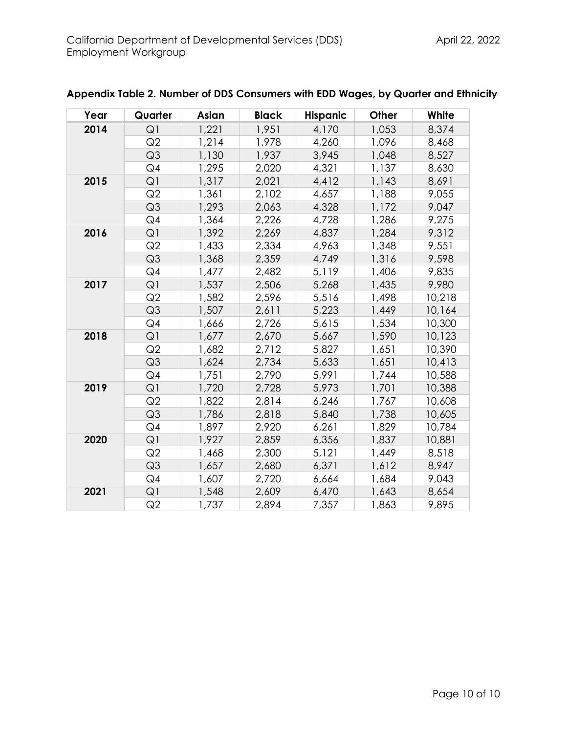**Appendix Table 2. Number of DDS Consumers with EDD Wages, by Quarter and Ethnicity**

| Year | Quarter | Asian | Black | Hispanic | Other | White |
|---|---|---|---|---|---|---|
| **2014** | Q1 | 1,221 | 1,951 | 4,170 | 1,053 | 8,374 |
| | Q2 | 1,214 | 1,978 | 4,260 | 1,096 | 8,468 |
| | Q3 | 1,130 | 1,937 | 3,945 | 1,048 | 8,527 |
| | Q4 | 1,295 | 2,020 | 4,321 | 1,137 | 8,630 |
| **2015** | Q1 | 1,317 | 2,021 | 4,412 | 1,143 | 8,691 |
| | Q2 | 1,361 | 2,102 | 4,657 | 1,188 | 9,055 |
| | Q3 | 1,293 | 2,063 | 4,328 | 1,172 | 9,047 |
| | Q4 | 1,364 | 2,226 | 4,728 | 1,286 | 9,275 |
| **2016** | Q1 | 1,392 | 2,269 | 4,837 | 1,284 | 9,312 |
| | Q2 | 1,433 | 2,334 | 4,963 | 1,348 | 9,551 |
| | Q3 | 1,368 | 2,359 | 4,749 | 1,316 | 9,598 |
| | Q4 | 1,477 | 2,482 | 5,119 | 1,406 | 9,835 |
| **2017** | Q1 | 1,537 | 2,506 | 5,268 | 1,435 | 9,980 |
| | Q2 | 1,582 | 2,596 | 5,516 | 1,498 | 10,218 |
| | Q3 | 1,507 | 2,611 | 5,223 | 1,449 | 10,164 |
| | Q4 | 1,666 | 2,726 | 5,615 | 1,534 | 10,300 |
| **2018** | Q1 | 1,677 | 2,670 | 5,667 | 1,590 | 10,123 |
| | Q2 | 1,682 | 2,712 | 5,827 | 1,651 | 10,390 |
| | Q3 | 1,624 | 2,734 | 5,633 | 1,651 | 10,413 |
| | Q4 | 1,751 | 2,790 | 5,991 | 1,744 | 10,588 |
| **2019** | Q1 | 1,720 | 2,728 | 5,973 | 1,701 | 10,388 |
| | Q2 | 1,822 | 2,814 | 6,246 | 1,767 | 10,608 |
| | Q3 | 1,786 | 2,818 | 5,840 | 1,738 | 10,605 |
| | Q4 | 1,897 | 2,920 | 6,261 | 1,829 | 10,784 |
| **2020** | Q1 | 1,927 | 2,859 | 6,356 | 1,837 | 10,881 |
| | Q2 | 1,468 | 2,300 | 5,121 | 1,449 | 8,518 |
| | Q3 | 1,657 | 2,680 | 6,371 | 1,612 | 8,947 |
| | Q4 | 1,607 | 2,720 | 6,664 | 1,684 | 9,043 |
| **2021** | Q1 | 1,548 | 2,609 | 6,470 | 1,643 | 8,654 |
| | Q2 | 1,737 | 2,894 | 7,357 | 1,863 | 9,895 |